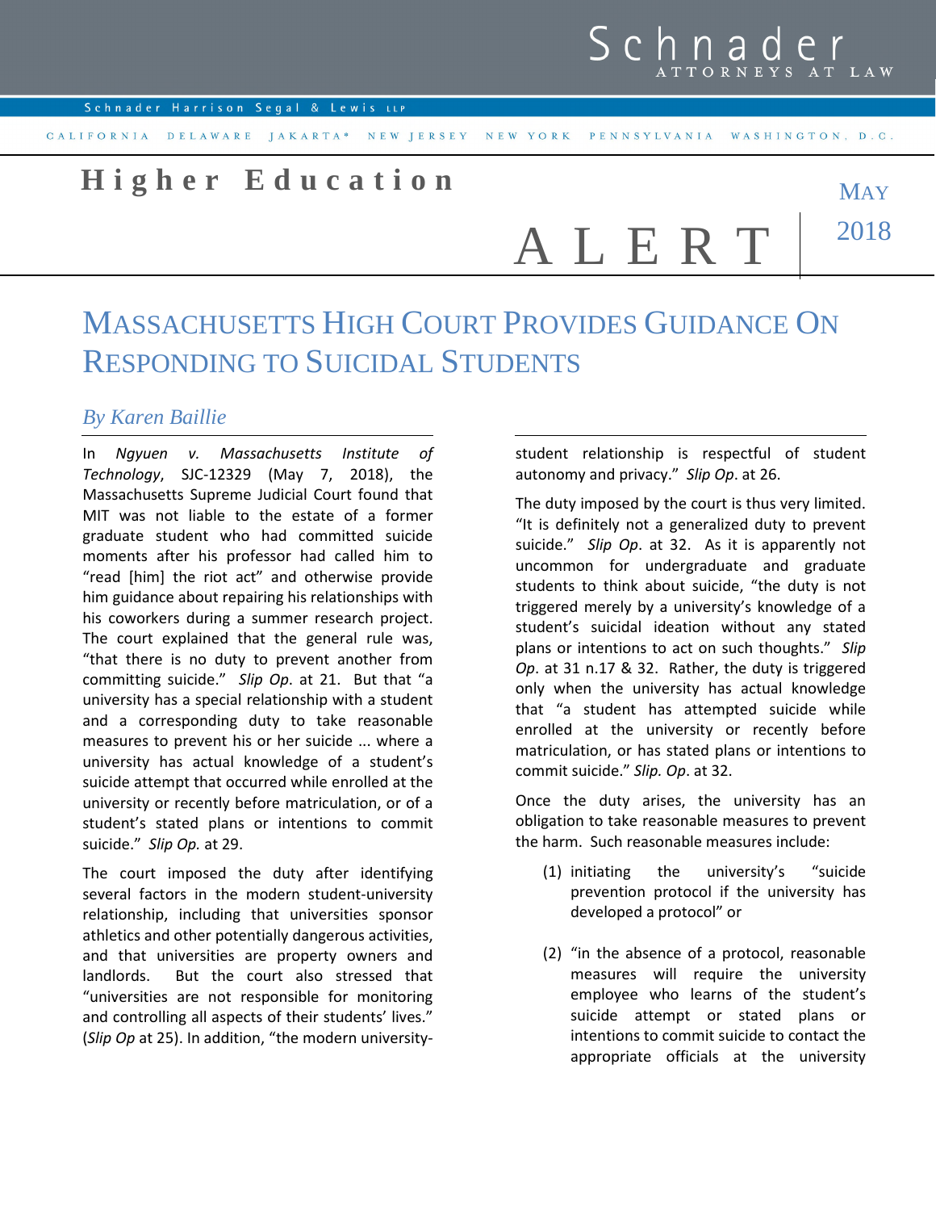Schnader ATTORNEYS AT LAW

Schnader Harrison Segal & Lewis LLP

CALIFORNIA DELAWARE JAKARTA* NEW JERSEY NEW YORK PENNSYLVANIA WASHINGTON, D.C.

**Higher Education**

ALERT

MAY 2018

# MASSACHUSETTS HIGH COURT PROVIDES GUIDANCE ON RESPONDING TO SUICIDAL STUDENTS

*By Karen Baillie*

In *Ngyuen v. Massachusetts Institute of Technology*, SJC-12329 (May 7, 2018), the Massachusetts Supreme Judicial Court found that MIT was not liable to the estate of a former graduate student who had committed suicide moments after his professor had called him to "read [him] the riot act" and otherwise provide him guidance about repairing his relationships with his coworkers during a summer research project. The court explained that the general rule was, "that there is no duty to prevent another from committing suicide." *Slip Op*. at 21. But that "a university has a special relationship with a student and a corresponding duty to take reasonable measures to prevent his or her suicide ... where a university has actual knowledge of a student's suicide attempt that occurred while enrolled at the university or recently before matriculation, or of a student's stated plans or intentions to commit suicide." *Slip Op.* at 29.

The court imposed the duty after identifying several factors in the modern student-university relationship, including that universities sponsor athletics and other potentially dangerous activities, and that universities are property owners and landlords. But the court also stressed that "universities are not responsible for monitoring and controlling all aspects of their students' lives." (*Slip Op* at 25). In addition, "the modern university-student relationship is respectful of student autonomy and privacy." *Slip Op*. at 26.

The duty imposed by the court is thus very limited. "It is definitely not a generalized duty to prevent suicide." *Slip Op*. at 32. As it is apparently not uncommon for undergraduate and graduate students to think about suicide, "the duty is not triggered merely by a university's knowledge of a student's suicidal ideation without any stated plans or intentions to act on such thoughts." *Slip Op*. at 31 n.17 & 32. Rather, the duty is triggered only when the university has actual knowledge that "a student has attempted suicide while enrolled at the university or recently before matriculation, or has stated plans or intentions to commit suicide." *Slip. Op*. at 32.

Once the duty arises, the university has an obligation to take reasonable measures to prevent the harm. Such reasonable measures include:

(1) initiating the university's "suicide prevention protocol if the university has developed a protocol" or

(2) "in the absence of a protocol, reasonable measures will require the university employee who learns of the student's suicide attempt or stated plans or intentions to commit suicide to contact the appropriate officials at the university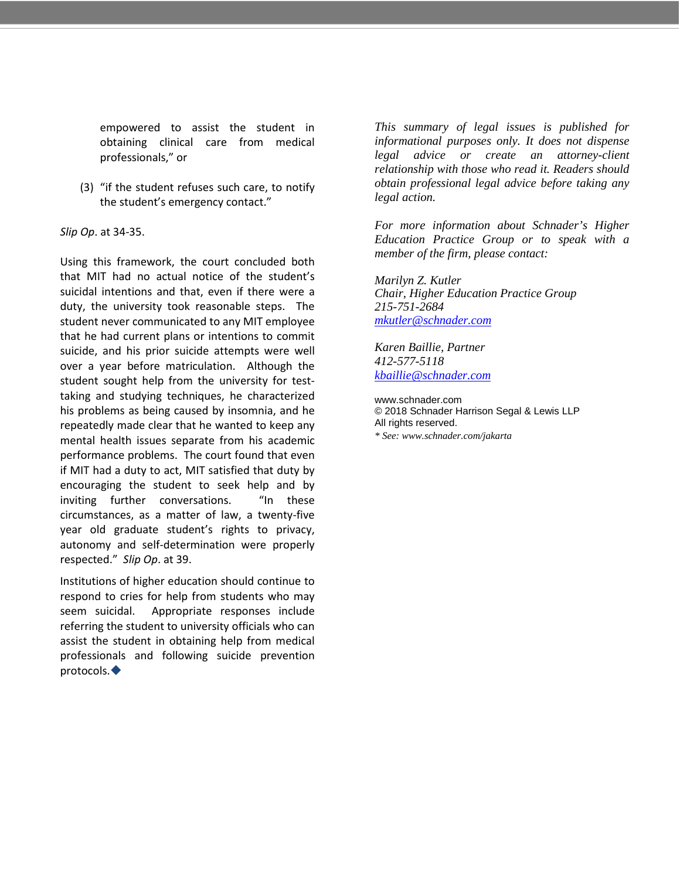empowered to assist the student in obtaining clinical care from medical professionals," or

(3) "if the student refuses such care, to notify the student's emergency contact."

*Slip Op*. at 34-35.

Using this framework, the court concluded both that MIT had no actual notice of the student's suicidal intentions and that, even if there were a duty, the university took reasonable steps. The student never communicated to any MIT employee that he had current plans or intentions to commit suicide, and his prior suicide attempts were well over a year before matriculation. Although the student sought help from the university for test-taking and studying techniques, he characterized his problems as being caused by insomnia, and he repeatedly made clear that he wanted to keep any mental health issues separate from his academic performance problems. The court found that even if MIT had a duty to act, MIT satisfied that duty by encouraging the student to seek help and by inviting further conversations. "In these circumstances, as a matter of law, a twenty-five year old graduate student's rights to privacy, autonomy and self-determination were properly respected." *Slip Op*. at 39.

Institutions of higher education should continue to respond to cries for help from students who may seem suicidal. Appropriate responses include referring the student to university officials who can assist the student in obtaining help from medical professionals and following suicide prevention protocols.◆

*This summary of legal issues is published for informational purposes only. It does not dispense legal advice or create an attorney-client relationship with those who read it. Readers should obtain professional legal advice before taking any legal action.*

*For more information about Schnader's Higher Education Practice Group or to speak with a member of the firm, please contact:*

*Marilyn Z. Kutler*
*Chair, Higher Education Practice Group*
*215-751-2684*
*mkutler@schnader.com*

*Karen Baillie, Partner*
*412-577-5118*
*kbaillie@schnader.com*

www.schnader.com
© 2018 Schnader Harrison Segal & Lewis LLP
All rights reserved.
*\* See: www.schnader.com/jakarta*